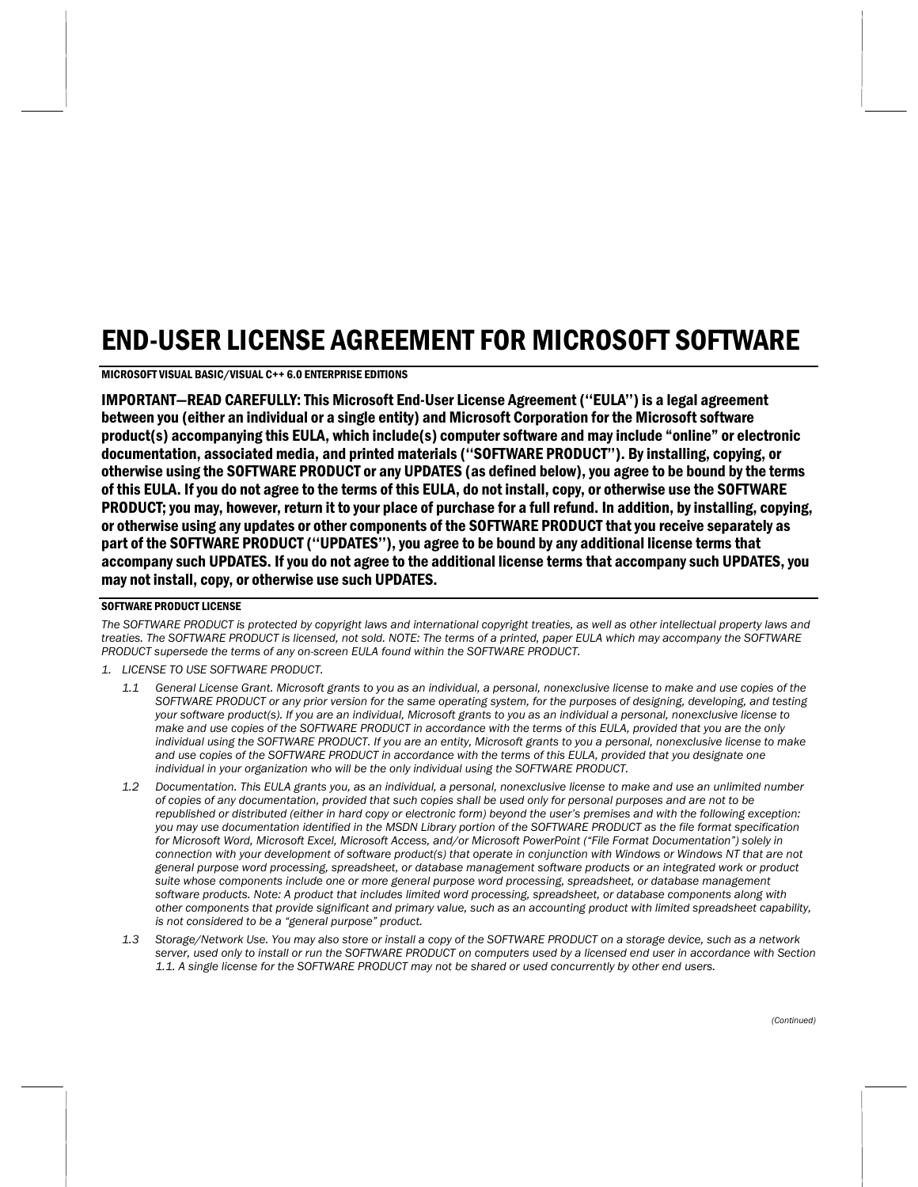# END-USER LICENSE AGREEMENT FOR MICROSOFT SOFTWARE

**MICROSOFT VISUAL BASIC/VISUAL C++ 6.0 ENTERPRISE EDITIONS**

**IMPORTANT—READ CAREFULLY: This Microsoft End-User License Agreement (“EULA”) is a legal agreement between you (either an individual or a single entity) and Microsoft Corporation for the Microsoft software product(s) accompanying this EULA, which include(s) computer software and may include “online” or electronic documentation, associated media, and printed materials (“SOFTWARE PRODUCT”). By installing, copying, or otherwise using the SOFTWARE PRODUCT or any UPDATES (as defined below), you agree to be bound by the terms of this EULA. If you do not agree to the terms of this EULA, do not install, copy, or otherwise use the SOFTWARE PRODUCT; you may, however, return it to your place of purchase for a full refund. In addition, by installing, copying, or otherwise using any updates or other components of the SOFTWARE PRODUCT that you receive separately as part of the SOFTWARE PRODUCT (“UPDATES”), you agree to be bound by any additional license terms that accompany such UPDATES. If you do not agree to the additional license terms that accompany such UPDATES, you may not install, copy, or otherwise use such UPDATES.**

**SOFTWARE PRODUCT LICENSE**

*The SOFTWARE PRODUCT is protected by copyright laws and international copyright treaties, as well as other intellectual property laws and treaties. The SOFTWARE PRODUCT is licensed, not sold. NOTE: The terms of a printed, paper EULA which may accompany the SOFTWARE PRODUCT supersede the terms of any on-screen EULA found within the SOFTWARE PRODUCT.*

1. *LICENSE TO USE SOFTWARE PRODUCT.*

   1.1 *General License Grant. Microsoft grants to you as an individual, a personal, nonexclusive license to make and use copies of the SOFTWARE PRODUCT or any prior version for the same operating system, for the purposes of designing, developing, and testing your software product(s). If you are an individual, Microsoft grants to you as an individual a personal, nonexclusive license to make and use copies of the SOFTWARE PRODUCT in accordance with the terms of this EULA, provided that you are the only individual using the SOFTWARE PRODUCT. If you are an entity, Microsoft grants to you a personal, nonexclusive license to make and use copies of the SOFTWARE PRODUCT in accordance with the terms of this EULA, provided that you designate one individual in your organization who will be the only individual using the SOFTWARE PRODUCT.*

   1.2 *Documentation. This EULA grants you, as an individual, a personal, nonexclusive license to make and use an unlimited number of copies of any documentation, provided that such copies shall be used only for personal purposes and are not to be republished or distributed (either in hard copy or electronic form) beyond the user’s premises and with the following exception: you may use documentation identified in the MSDN Library portion of the SOFTWARE PRODUCT as the file format specification for Microsoft Word, Microsoft Excel, Microsoft Access, and/or Microsoft PowerPoint (“File Format Documentation”) solely in connection with your development of software product(s) that operate in conjunction with Windows or Windows NT that are not general purpose word processing, spreadsheet, or database management software products or an integrated work or product suite whose components include one or more general purpose word processing, spreadsheet, or database management software products. Note: A product that includes limited word processing, spreadsheet, or database components along with other components that provide significant and primary value, such as an accounting product with limited spreadsheet capability, is not considered to be a “general purpose” product.*

   1.3 *Storage/Network Use. You may also store or install a copy of the SOFTWARE PRODUCT on a storage device, such as a network server, used only to install or run the SOFTWARE PRODUCT on computers used by a licensed end user in accordance with Section 1.1. A single license for the SOFTWARE PRODUCT may not be shared or used concurrently by other end users.*

*(Continued)*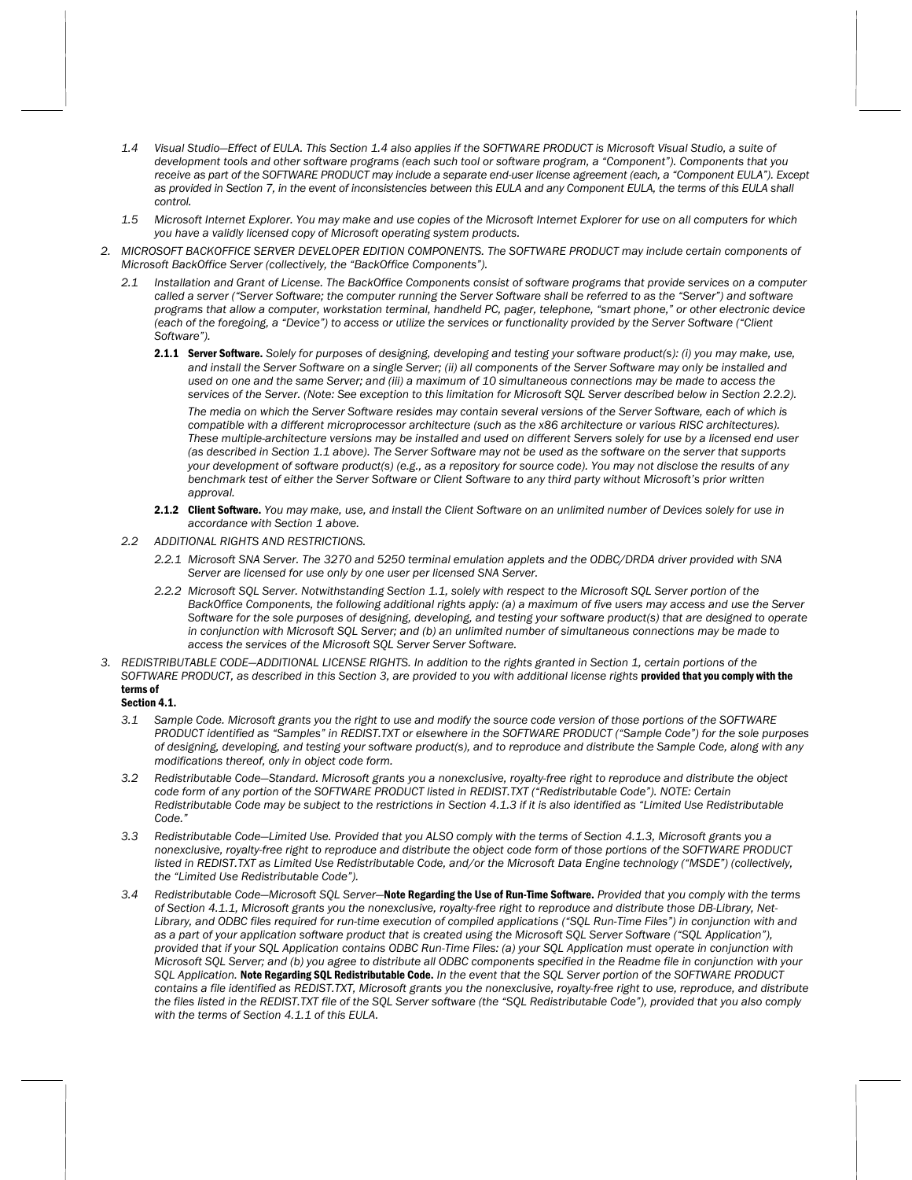1.4 *Visual Studio—Effect of EULA. This Section 1.4 also applies if the SOFTWARE PRODUCT is Microsoft Visual Studio, a suite of development tools and other software programs (each such tool or software program, a "Component"). Components that you receive as part of the SOFTWARE PRODUCT may include a separate end-user license agreement (each, a "Component EULA"). Except as provided in Section 7, in the event of inconsistencies between this EULA and any Component EULA, the terms of this EULA shall control.*

1.5 *Microsoft Internet Explorer. You may make and use copies of the Microsoft Internet Explorer for use on all computers for which you have a validly licensed copy of Microsoft operating system products.*

2. *MICROSOFT BACKOFFICE SERVER DEVELOPER EDITION COMPONENTS. The SOFTWARE PRODUCT may include certain components of Microsoft BackOffice Server (collectively, the "BackOffice Components").*

2.1 *Installation and Grant of License. The BackOffice Components consist of software programs that provide services on a computer called a server ("Server Software; the computer running the Server Software shall be referred to as the "Server") and software programs that allow a computer, workstation terminal, handheld PC, pager, telephone, "smart phone," or other electronic device (each of the foregoing, a "Device") to access or utilize the services or functionality provided by the Server Software ("Client Software").*

**2.1.1 Server Software.** *Solely for purposes of designing, developing and testing your software product(s): (i) you may make, use, and install the Server Software on a single Server; (ii) all components of the Server Software may only be installed and used on one and the same Server; and (iii) a maximum of 10 simultaneous connections may be made to access the services of the Server. (Note: See exception to this limitation for Microsoft SQL Server described below in Section 2.2.2).*

*The media on which the Server Software resides may contain several versions of the Server Software, each of which is compatible with a different microprocessor architecture (such as the x86 architecture or various RISC architectures). These multiple-architecture versions may be installed and used on different Servers solely for use by a licensed end user (as described in Section 1.1 above). The Server Software may not be used as the software on the server that supports your development of software product(s) (e.g., as a repository for source code). You may not disclose the results of any benchmark test of either the Server Software or Client Software to any third party without Microsoft's prior written approval.*

**2.1.2 Client Software.** *You may make, use, and install the Client Software on an unlimited number of Devices solely for use in accordance with Section 1 above.*

2.2 *ADDITIONAL RIGHTS AND RESTRICTIONS.*

2.2.1 *Microsoft SNA Server. The 3270 and 5250 terminal emulation applets and the ODBC/DRDA driver provided with SNA Server are licensed for use only by one user per licensed SNA Server.*

2.2.2 *Microsoft SQL Server. Notwithstanding Section 1.1, solely with respect to the Microsoft SQL Server portion of the BackOffice Components, the following additional rights apply: (a) a maximum of five users may access and use the Server Software for the sole purposes of designing, developing, and testing your software product(s) that are designed to operate in conjunction with Microsoft SQL Server; and (b) an unlimited number of simultaneous connections may be made to access the services of the Microsoft SQL Server Server Software.*

3. *REDISTRIBUTABLE CODE—ADDITIONAL LICENSE RIGHTS. In addition to the rights granted in Section 1, certain portions of the SOFTWARE PRODUCT, as described in this Section 3, are provided to you with additional license rights* **provided that you comply with the terms of Section 4.1.**

3.1 *Sample Code. Microsoft grants you the right to use and modify the source code version of those portions of the SOFTWARE PRODUCT identified as "Samples" in REDIST.TXT or elsewhere in the SOFTWARE PRODUCT ("Sample Code") for the sole purposes of designing, developing, and testing your software product(s), and to reproduce and distribute the Sample Code, along with any modifications thereof, only in object code form.*

3.2 *Redistributable Code—Standard. Microsoft grants you a nonexclusive, royalty-free right to reproduce and distribute the object code form of any portion of the SOFTWARE PRODUCT listed in REDIST.TXT ("Redistributable Code"). NOTE: Certain Redistributable Code may be subject to the restrictions in Section 4.1.3 if it is also identified as "Limited Use Redistributable Code."*

3.3 *Redistributable Code—Limited Use. Provided that you ALSO comply with the terms of Section 4.1.3, Microsoft grants you a nonexclusive, royalty-free right to reproduce and distribute the object code form of those portions of the SOFTWARE PRODUCT listed in REDIST.TXT as Limited Use Redistributable Code, and/or the Microsoft Data Engine technology ("MSDE") (collectively, the "Limited Use Redistributable Code").*

3.4 *Redistributable Code—Microsoft SQL Server—***Note Regarding the Use of Run-Time Software.** *Provided that you comply with the terms of Section 4.1.1, Microsoft grants you the nonexclusive, royalty-free right to reproduce and distribute those DB-Library, Net-Library, and ODBC files required for run-time execution of compiled applications ("SQL Run-Time Files") in conjunction with and as a part of your application software product that is created using the Microsoft SQL Server Software ("SQL Application"), provided that if your SQL Application contains ODBC Run-Time Files: (a) your SQL Application must operate in conjunction with Microsoft SQL Server; and (b) you agree to distribute all ODBC components specified in the Readme file in conjunction with your SQL Application.* **Note Regarding SQL Redistributable Code.** *In the event that the SQL Server portion of the SOFTWARE PRODUCT contains a file identified as REDIST.TXT, Microsoft grants you the nonexclusive, royalty-free right to use, reproduce, and distribute the files listed in the REDIST.TXT file of the SQL Server software (the "SQL Redistributable Code"), provided that you also comply with the terms of Section 4.1.1 of this EULA.*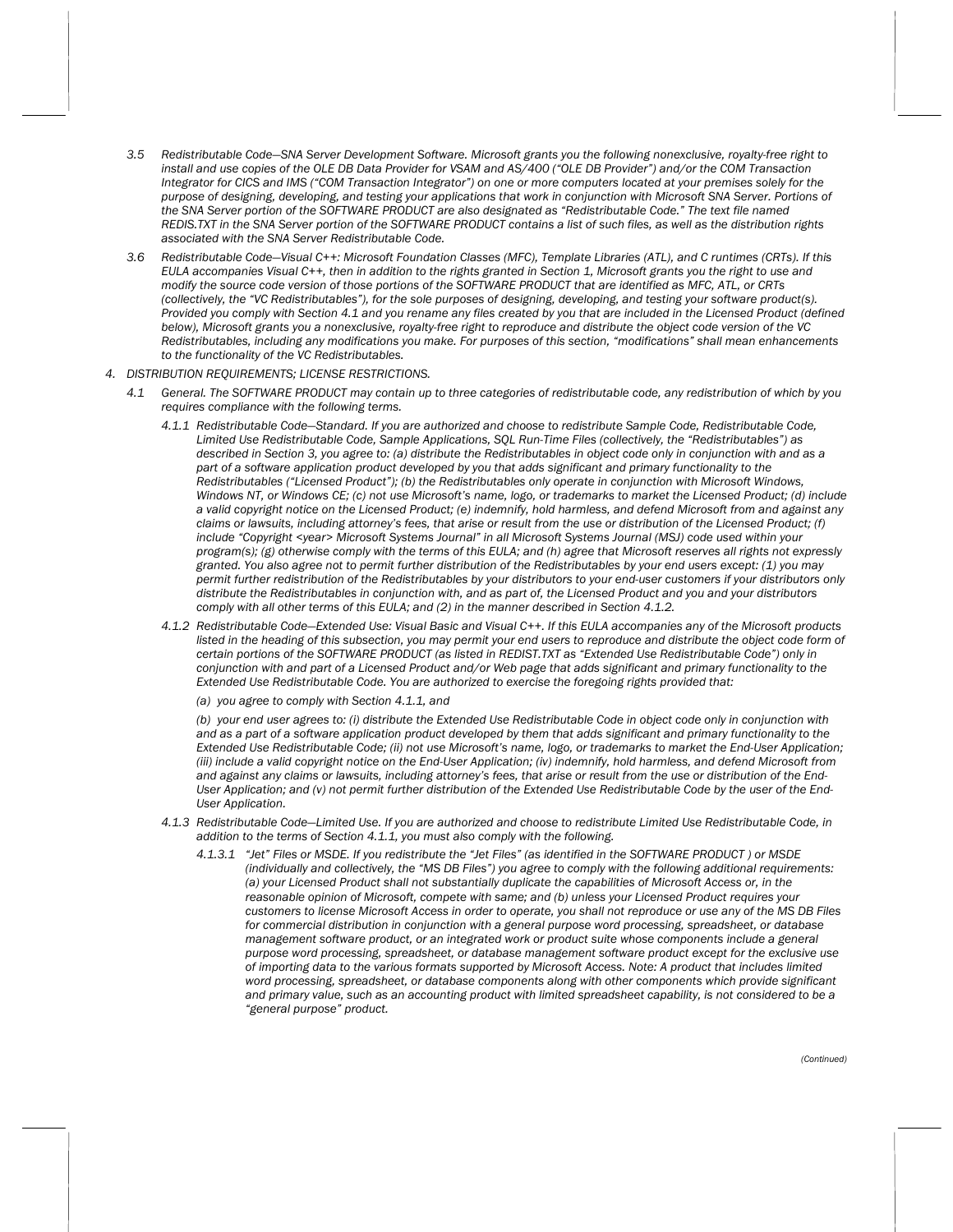*3.5 Redistributable Code—SNA Server Development Software. Microsoft grants you the following nonexclusive, royalty-free right to install and use copies of the OLE DB Data Provider for VSAM and AS/400 ("OLE DB Provider") and/or the COM Transaction Integrator for CICS and IMS ("COM Transaction Integrator") on one or more computers located at your premises solely for the purpose of designing, developing, and testing your applications that work in conjunction with Microsoft SNA Server. Portions of the SNA Server portion of the SOFTWARE PRODUCT are also designated as "Redistributable Code." The text file named REDIS.TXT in the SNA Server portion of the SOFTWARE PRODUCT contains a list of such files, as well as the distribution rights associated with the SNA Server Redistributable Code.*

*3.6 Redistributable Code—Visual C++: Microsoft Foundation Classes (MFC), Template Libraries (ATL), and C runtimes (CRTs). If this EULA accompanies Visual C++, then in addition to the rights granted in Section 1, Microsoft grants you the right to use and modify the source code version of those portions of the SOFTWARE PRODUCT that are identified as MFC, ATL, or CRTs (collectively, the "VC Redistributables"), for the sole purposes of designing, developing, and testing your software product(s). Provided you comply with Section 4.1 and you rename any files created by you that are included in the Licensed Product (defined below), Microsoft grants you a nonexclusive, royalty-free right to reproduce and distribute the object code version of the VC Redistributables, including any modifications you make. For purposes of this section, "modifications" shall mean enhancements to the functionality of the VC Redistributables.*

*4. DISTRIBUTION REQUIREMENTS; LICENSE RESTRICTIONS.*

*4.1 General. The SOFTWARE PRODUCT may contain up to three categories of redistributable code, any redistribution of which by you requires compliance with the following terms.*

*4.1.1 Redistributable Code—Standard. If you are authorized and choose to redistribute Sample Code, Redistributable Code, Limited Use Redistributable Code, Sample Applications, SQL Run-Time Files (collectively, the "Redistributables") as described in Section 3, you agree to: (a) distribute the Redistributables in object code only in conjunction with and as a part of a software application product developed by you that adds significant and primary functionality to the Redistributables ("Licensed Product"); (b) the Redistributables only operate in conjunction with Microsoft Windows, Windows NT, or Windows CE; (c) not use Microsoft's name, logo, or trademarks to market the Licensed Product; (d) include a valid copyright notice on the Licensed Product; (e) indemnify, hold harmless, and defend Microsoft from and against any claims or lawsuits, including attorney's fees, that arise or result from the use or distribution of the Licensed Product; (f) include "Copyright <year> Microsoft Systems Journal" in all Microsoft Systems Journal (MSJ) code used within your program(s); (g) otherwise comply with the terms of this EULA; and (h) agree that Microsoft reserves all rights not expressly granted. You also agree not to permit further distribution of the Redistributables by your end users except: (1) you may permit further redistribution of the Redistributables by your distributors to your end-user customers if your distributors only distribute the Redistributables in conjunction with, and as part of, the Licensed Product and you and your distributors comply with all other terms of this EULA; and (2) in the manner described in Section 4.1.2.*

*4.1.2 Redistributable Code—Extended Use: Visual Basic and Visual C++. If this EULA accompanies any of the Microsoft products listed in the heading of this subsection, you may permit your end users to reproduce and distribute the object code form of certain portions of the SOFTWARE PRODUCT (as listed in REDIST.TXT as "Extended Use Redistributable Code") only in conjunction with and part of a Licensed Product and/or Web page that adds significant and primary functionality to the Extended Use Redistributable Code. You are authorized to exercise the foregoing rights provided that:*

*(a) you agree to comply with Section 4.1.1, and*

*(b) your end user agrees to: (i) distribute the Extended Use Redistributable Code in object code only in conjunction with and as a part of a software application product developed by them that adds significant and primary functionality to the Extended Use Redistributable Code; (ii) not use Microsoft's name, logo, or trademarks to market the End-User Application; (iii) include a valid copyright notice on the End-User Application; (iv) indemnify, hold harmless, and defend Microsoft from and against any claims or lawsuits, including attorney's fees, that arise or result from the use or distribution of the End-User Application; and (v) not permit further distribution of the Extended Use Redistributable Code by the user of the End-User Application.*

*4.1.3 Redistributable Code—Limited Use. If you are authorized and choose to redistribute Limited Use Redistributable Code, in addition to the terms of Section 4.1.1, you must also comply with the following.*

*4.1.3.1 "Jet" Files or MSDE. If you redistribute the "Jet Files" (as identified in the SOFTWARE PRODUCT ) or MSDE (individually and collectively, the "MS DB Files") you agree to comply with the following additional requirements: (a) your Licensed Product shall not substantially duplicate the capabilities of Microsoft Access or, in the reasonable opinion of Microsoft, compete with same; and (b) unless your Licensed Product requires your customers to license Microsoft Access in order to operate, you shall not reproduce or use any of the MS DB Files for commercial distribution in conjunction with a general purpose word processing, spreadsheet, or database management software product, or an integrated work or product suite whose components include a general purpose word processing, spreadsheet, or database management software product except for the exclusive use of importing data to the various formats supported by Microsoft Access. Note: A product that includes limited word processing, spreadsheet, or database components along with other components which provide significant and primary value, such as an accounting product with limited spreadsheet capability, is not considered to be a "general purpose" product.*

*(Continued)*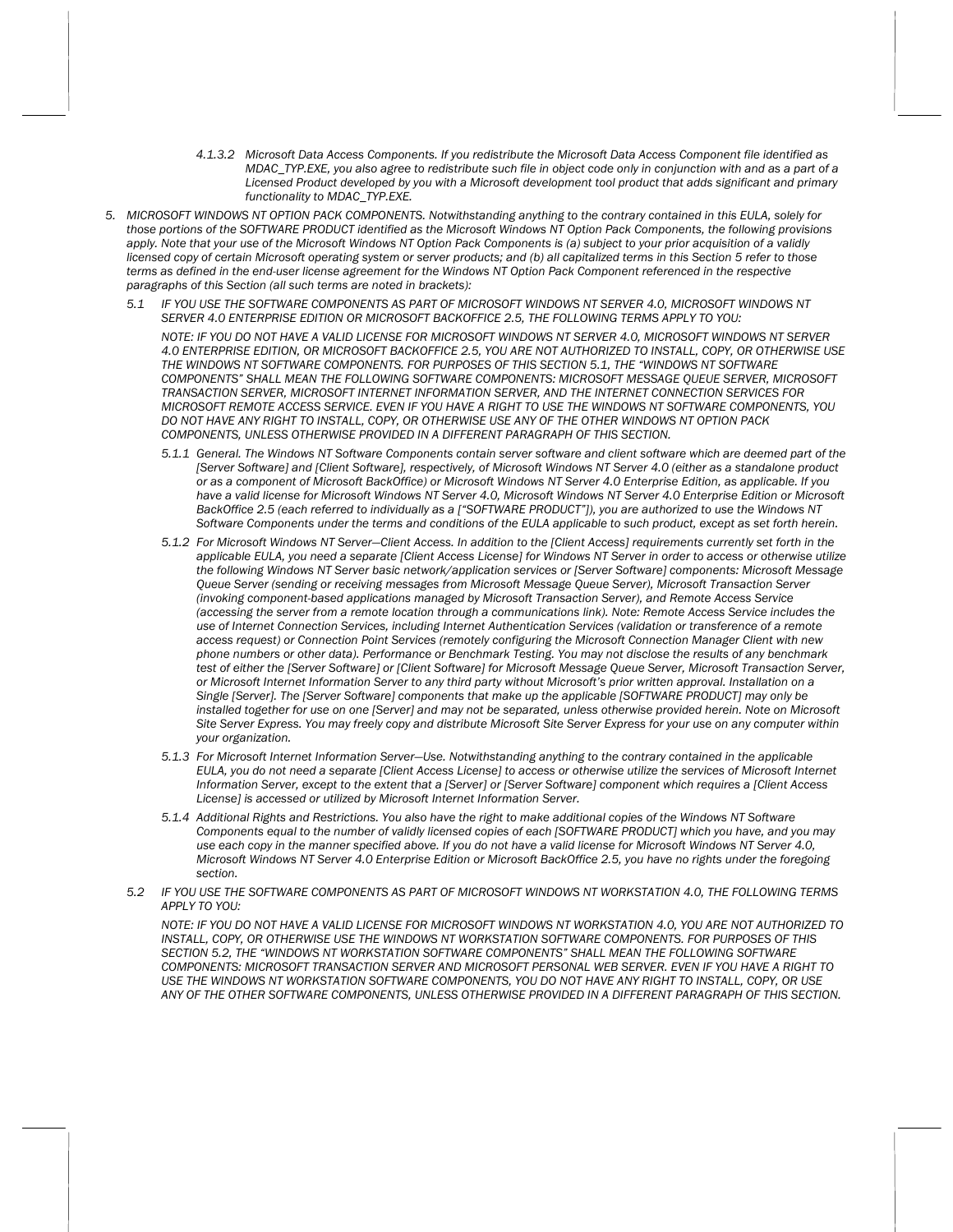*4.1.3.2 Microsoft Data Access Components. If you redistribute the Microsoft Data Access Component file identified as MDAC_TYP.EXE, you also agree to redistribute such file in object code only in conjunction with and as a part of a Licensed Product developed by you with a Microsoft development tool product that adds significant and primary functionality to MDAC_TYP.EXE.*

*5. MICROSOFT WINDOWS NT OPTION PACK COMPONENTS. Notwithstanding anything to the contrary contained in this EULA, solely for those portions of the SOFTWARE PRODUCT identified as the Microsoft Windows NT Option Pack Components, the following provisions apply. Note that your use of the Microsoft Windows NT Option Pack Components is (a) subject to your prior acquisition of a validly licensed copy of certain Microsoft operating system or server products; and (b) all capitalized terms in this Section 5 refer to those terms as defined in the end-user license agreement for the Windows NT Option Pack Component referenced in the respective paragraphs of this Section (all such terms are noted in brackets):*

*5.1 IF YOU USE THE SOFTWARE COMPONENTS AS PART OF MICROSOFT WINDOWS NT SERVER 4.0, MICROSOFT WINDOWS NT SERVER 4.0 ENTERPRISE EDITION OR MICROSOFT BACKOFFICE 2.5, THE FOLLOWING TERMS APPLY TO YOU:*

*NOTE: IF YOU DO NOT HAVE A VALID LICENSE FOR MICROSOFT WINDOWS NT SERVER 4.0, MICROSOFT WINDOWS NT SERVER 4.0 ENTERPRISE EDITION, OR MICROSOFT BACKOFFICE 2.5, YOU ARE NOT AUTHORIZED TO INSTALL, COPY, OR OTHERWISE USE THE WINDOWS NT SOFTWARE COMPONENTS. FOR PURPOSES OF THIS SECTION 5.1, THE "WINDOWS NT SOFTWARE COMPONENTS" SHALL MEAN THE FOLLOWING SOFTWARE COMPONENTS: MICROSOFT MESSAGE QUEUE SERVER, MICROSOFT TRANSACTION SERVER, MICROSOFT INTERNET INFORMATION SERVER, AND THE INTERNET CONNECTION SERVICES FOR MICROSOFT REMOTE ACCESS SERVICE. EVEN IF YOU HAVE A RIGHT TO USE THE WINDOWS NT SOFTWARE COMPONENTS, YOU DO NOT HAVE ANY RIGHT TO INSTALL, COPY, OR OTHERWISE USE ANY OF THE OTHER WINDOWS NT OPTION PACK COMPONENTS, UNLESS OTHERWISE PROVIDED IN A DIFFERENT PARAGRAPH OF THIS SECTION.*

*5.1.1 General. The Windows NT Software Components contain server software and client software which are deemed part of the [Server Software] and [Client Software], respectively, of Microsoft Windows NT Server 4.0 (either as a standalone product or as a component of Microsoft BackOffice) or Microsoft Windows NT Server 4.0 Enterprise Edition, as applicable. If you have a valid license for Microsoft Windows NT Server 4.0, Microsoft Windows NT Server 4.0 Enterprise Edition or Microsoft BackOffice 2.5 (each referred to individually as a ["SOFTWARE PRODUCT"]), you are authorized to use the Windows NT Software Components under the terms and conditions of the EULA applicable to such product, except as set forth herein.*

*5.1.2 For Microsoft Windows NT Server—Client Access. In addition to the [Client Access] requirements currently set forth in the applicable EULA, you need a separate [Client Access License] for Windows NT Server in order to access or otherwise utilize the following Windows NT Server basic network/application services or [Server Software] components: Microsoft Message Queue Server (sending or receiving messages from Microsoft Message Queue Server), Microsoft Transaction Server (invoking component-based applications managed by Microsoft Transaction Server), and Remote Access Service (accessing the server from a remote location through a communications link). Note: Remote Access Service includes the use of Internet Connection Services, including Internet Authentication Services (validation or transference of a remote access request) or Connection Point Services (remotely configuring the Microsoft Connection Manager Client with new phone numbers or other data). Performance or Benchmark Testing. You may not disclose the results of any benchmark test of either the [Server Software] or [Client Software] for Microsoft Message Queue Server, Microsoft Transaction Server, or Microsoft Internet Information Server to any third party without Microsoft's prior written approval. Installation on a Single [Server]. The [Server Software] components that make up the applicable [SOFTWARE PRODUCT] may only be installed together for use on one [Server] and may not be separated, unless otherwise provided herein. Note on Microsoft Site Server Express. You may freely copy and distribute Microsoft Site Server Express for your use on any computer within your organization.*

*5.1.3 For Microsoft Internet Information Server—Use. Notwithstanding anything to the contrary contained in the applicable EULA, you do not need a separate [Client Access License] to access or otherwise utilize the services of Microsoft Internet Information Server, except to the extent that a [Server] or [Server Software] component which requires a [Client Access License] is accessed or utilized by Microsoft Internet Information Server.*

*5.1.4 Additional Rights and Restrictions. You also have the right to make additional copies of the Windows NT Software Components equal to the number of validly licensed copies of each [SOFTWARE PRODUCT] which you have, and you may use each copy in the manner specified above. If you do not have a valid license for Microsoft Windows NT Server 4.0, Microsoft Windows NT Server 4.0 Enterprise Edition or Microsoft BackOffice 2.5, you have no rights under the foregoing section.*

*5.2 IF YOU USE THE SOFTWARE COMPONENTS AS PART OF MICROSOFT WINDOWS NT WORKSTATION 4.0, THE FOLLOWING TERMS APPLY TO YOU:*

*NOTE: IF YOU DO NOT HAVE A VALID LICENSE FOR MICROSOFT WINDOWS NT WORKSTATION 4.0, YOU ARE NOT AUTHORIZED TO INSTALL, COPY, OR OTHERWISE USE THE WINDOWS NT WORKSTATION SOFTWARE COMPONENTS. FOR PURPOSES OF THIS SECTION 5.2, THE "WINDOWS NT WORKSTATION SOFTWARE COMPONENTS" SHALL MEAN THE FOLLOWING SOFTWARE COMPONENTS: MICROSOFT TRANSACTION SERVER AND MICROSOFT PERSONAL WEB SERVER. EVEN IF YOU HAVE A RIGHT TO USE THE WINDOWS NT WORKSTATION SOFTWARE COMPONENTS, YOU DO NOT HAVE ANY RIGHT TO INSTALL, COPY, OR USE ANY OF THE OTHER SOFTWARE COMPONENTS, UNLESS OTHERWISE PROVIDED IN A DIFFERENT PARAGRAPH OF THIS SECTION.*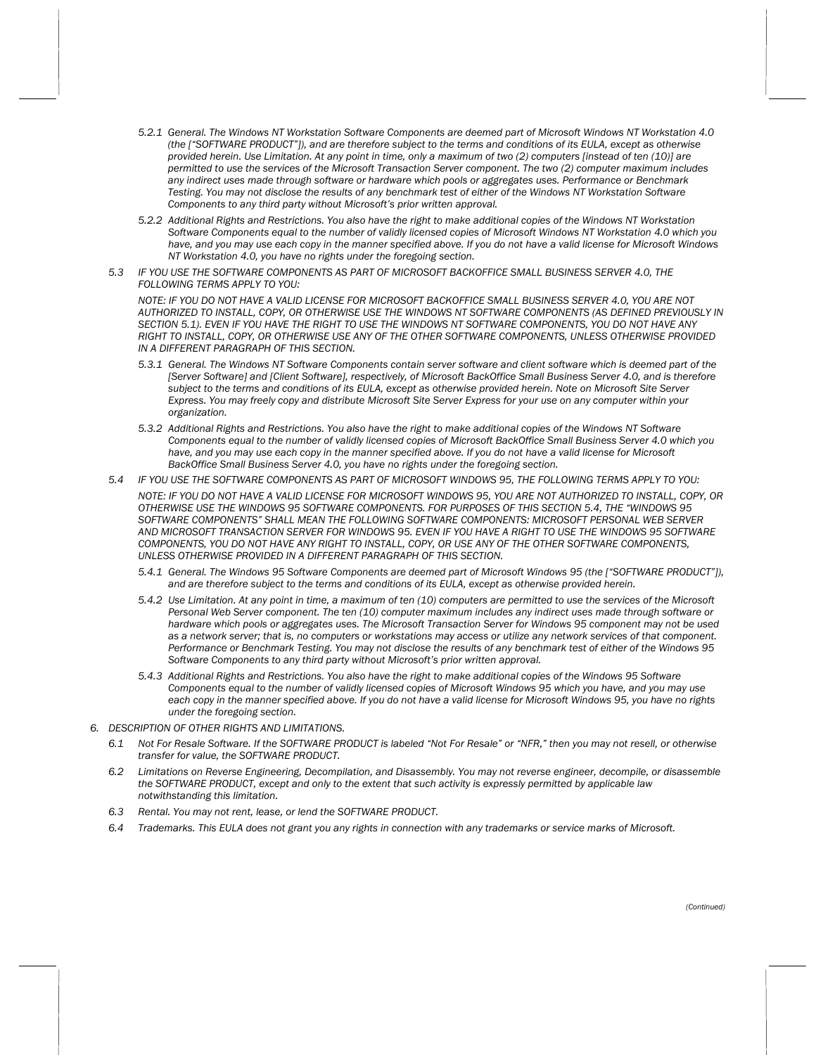*5.2.1 General. The Windows NT Workstation Software Components are deemed part of Microsoft Windows NT Workstation 4.0 (the ["SOFTWARE PRODUCT"]), and are therefore subject to the terms and conditions of its EULA, except as otherwise provided herein. Use Limitation. At any point in time, only a maximum of two (2) computers [instead of ten (10)] are permitted to use the services of the Microsoft Transaction Server component. The two (2) computer maximum includes any indirect uses made through software or hardware which pools or aggregates uses. Performance or Benchmark Testing. You may not disclose the results of any benchmark test of either of the Windows NT Workstation Software Components to any third party without Microsoft's prior written approval.*

*5.2.2 Additional Rights and Restrictions. You also have the right to make additional copies of the Windows NT Workstation Software Components equal to the number of validly licensed copies of Microsoft Windows NT Workstation 4.0 which you have, and you may use each copy in the manner specified above. If you do not have a valid license for Microsoft Windows NT Workstation 4.0, you have no rights under the foregoing section.*

*5.3 IF YOU USE THE SOFTWARE COMPONENTS AS PART OF MICROSOFT BACKOFFICE SMALL BUSINESS SERVER 4.0, THE FOLLOWING TERMS APPLY TO YOU:*

*NOTE: IF YOU DO NOT HAVE A VALID LICENSE FOR MICROSOFT BACKOFFICE SMALL BUSINESS SERVER 4.0, YOU ARE NOT AUTHORIZED TO INSTALL, COPY, OR OTHERWISE USE THE WINDOWS NT SOFTWARE COMPONENTS (AS DEFINED PREVIOUSLY IN SECTION 5.1). EVEN IF YOU HAVE THE RIGHT TO USE THE WINDOWS NT SOFTWARE COMPONENTS, YOU DO NOT HAVE ANY RIGHT TO INSTALL, COPY, OR OTHERWISE USE ANY OF THE OTHER SOFTWARE COMPONENTS, UNLESS OTHERWISE PROVIDED IN A DIFFERENT PARAGRAPH OF THIS SECTION.*

*5.3.1 General. The Windows NT Software Components contain server software and client software which is deemed part of the [Server Software] and [Client Software], respectively, of Microsoft BackOffice Small Business Server 4.0, and is therefore subject to the terms and conditions of its EULA, except as otherwise provided herein. Note on Microsoft Site Server Express. You may freely copy and distribute Microsoft Site Server Express for your use on any computer within your organization.*

*5.3.2 Additional Rights and Restrictions. You also have the right to make additional copies of the Windows NT Software Components equal to the number of validly licensed copies of Microsoft BackOffice Small Business Server 4.0 which you have, and you may use each copy in the manner specified above. If you do not have a valid license for Microsoft BackOffice Small Business Server 4.0, you have no rights under the foregoing section.*

*5.4 IF YOU USE THE SOFTWARE COMPONENTS AS PART OF MICROSOFT WINDOWS 95, THE FOLLOWING TERMS APPLY TO YOU:*

*NOTE: IF YOU DO NOT HAVE A VALID LICENSE FOR MICROSOFT WINDOWS 95, YOU ARE NOT AUTHORIZED TO INSTALL, COPY, OR OTHERWISE USE THE WINDOWS 95 SOFTWARE COMPONENTS. FOR PURPOSES OF THIS SECTION 5.4, THE "WINDOWS 95 SOFTWARE COMPONENTS" SHALL MEAN THE FOLLOWING SOFTWARE COMPONENTS: MICROSOFT PERSONAL WEB SERVER AND MICROSOFT TRANSACTION SERVER FOR WINDOWS 95. EVEN IF YOU HAVE A RIGHT TO USE THE WINDOWS 95 SOFTWARE COMPONENTS, YOU DO NOT HAVE ANY RIGHT TO INSTALL, COPY, OR USE ANY OF THE OTHER SOFTWARE COMPONENTS, UNLESS OTHERWISE PROVIDED IN A DIFFERENT PARAGRAPH OF THIS SECTION.*

*5.4.1 General. The Windows 95 Software Components are deemed part of Microsoft Windows 95 (the ["SOFTWARE PRODUCT"]), and are therefore subject to the terms and conditions of its EULA, except as otherwise provided herein.*

*5.4.2 Use Limitation. At any point in time, a maximum of ten (10) computers are permitted to use the services of the Microsoft Personal Web Server component. The ten (10) computer maximum includes any indirect uses made through software or hardware which pools or aggregates uses. The Microsoft Transaction Server for Windows 95 component may not be used as a network server; that is, no computers or workstations may access or utilize any network services of that component. Performance or Benchmark Testing. You may not disclose the results of any benchmark test of either of the Windows 95 Software Components to any third party without Microsoft's prior written approval.*

*5.4.3 Additional Rights and Restrictions. You also have the right to make additional copies of the Windows 95 Software Components equal to the number of validly licensed copies of Microsoft Windows 95 which you have, and you may use each copy in the manner specified above. If you do not have a valid license for Microsoft Windows 95, you have no rights under the foregoing section.*

*6. DESCRIPTION OF OTHER RIGHTS AND LIMITATIONS.*

*6.1 Not For Resale Software. If the SOFTWARE PRODUCT is labeled "Not For Resale" or "NFR," then you may not resell, or otherwise transfer for value, the SOFTWARE PRODUCT.*

*6.2 Limitations on Reverse Engineering, Decompilation, and Disassembly. You may not reverse engineer, decompile, or disassemble the SOFTWARE PRODUCT, except and only to the extent that such activity is expressly permitted by applicable law notwithstanding this limitation.*

*6.3 Rental. You may not rent, lease, or lend the SOFTWARE PRODUCT.*

*6.4 Trademarks. This EULA does not grant you any rights in connection with any trademarks or service marks of Microsoft.*

*(Continued)*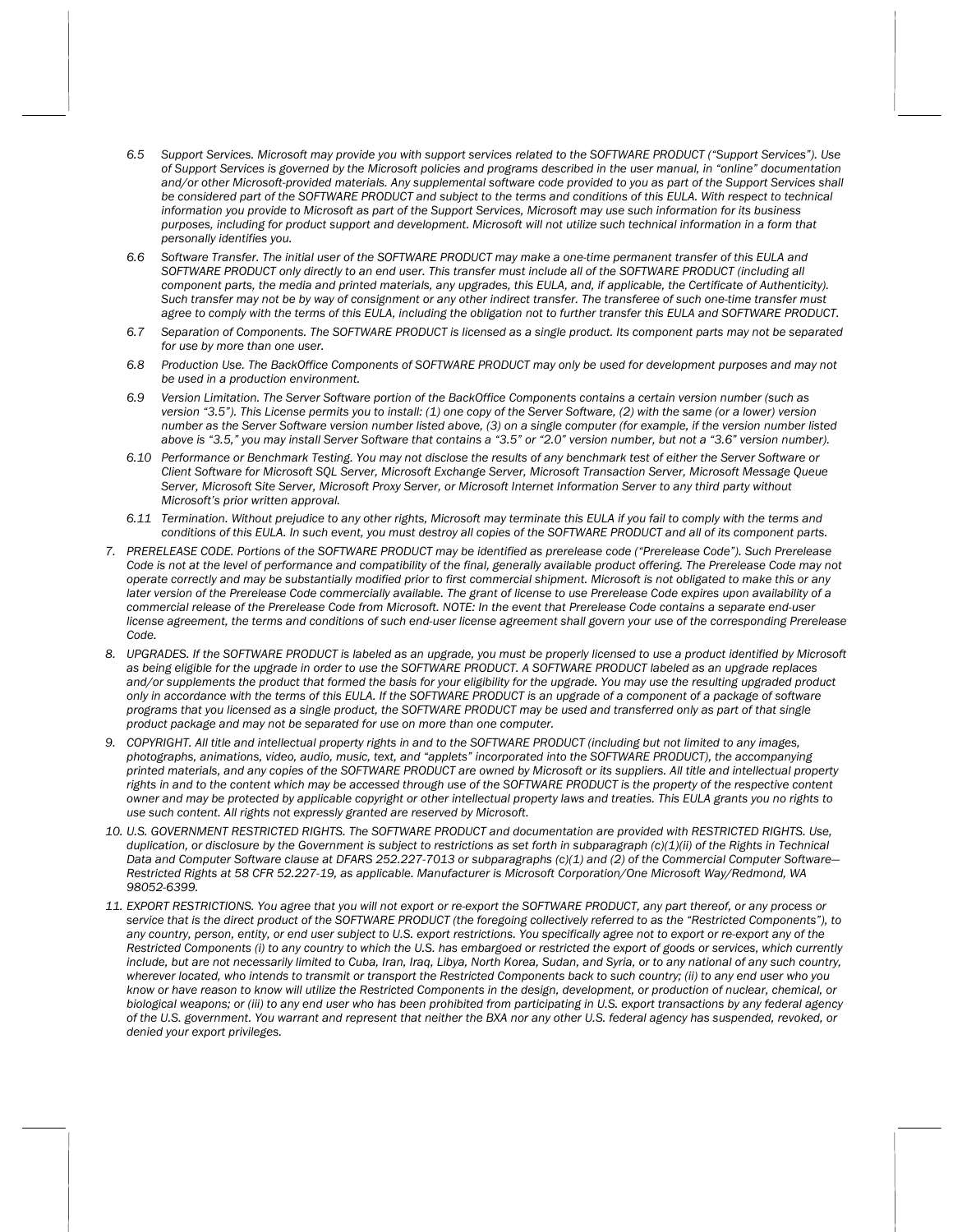*6.5 Support Services. Microsoft may provide you with support services related to the SOFTWARE PRODUCT ("Support Services"). Use of Support Services is governed by the Microsoft policies and programs described in the user manual, in "online" documentation and/or other Microsoft-provided materials. Any supplemental software code provided to you as part of the Support Services shall be considered part of the SOFTWARE PRODUCT and subject to the terms and conditions of this EULA. With respect to technical information you provide to Microsoft as part of the Support Services, Microsoft may use such information for its business purposes, including for product support and development. Microsoft will not utilize such technical information in a form that personally identifies you.*

*6.6 Software Transfer. The initial user of the SOFTWARE PRODUCT may make a one-time permanent transfer of this EULA and SOFTWARE PRODUCT only directly to an end user. This transfer must include all of the SOFTWARE PRODUCT (including all component parts, the media and printed materials, any upgrades, this EULA, and, if applicable, the Certificate of Authenticity). Such transfer may not be by way of consignment or any other indirect transfer. The transferee of such one-time transfer must agree to comply with the terms of this EULA, including the obligation not to further transfer this EULA and SOFTWARE PRODUCT.*

*6.7 Separation of Components. The SOFTWARE PRODUCT is licensed as a single product. Its component parts may not be separated for use by more than one user.*

*6.8 Production Use. The BackOffice Components of SOFTWARE PRODUCT may only be used for development purposes and may not be used in a production environment.*

*6.9 Version Limitation. The Server Software portion of the BackOffice Components contains a certain version number (such as version "3.5"). This License permits you to install: (1) one copy of the Server Software, (2) with the same (or a lower) version number as the Server Software version number listed above, (3) on a single computer (for example, if the version number listed above is "3.5," you may install Server Software that contains a "3.5" or "2.0" version number, but not a "3.6" version number).*

*6.10 Performance or Benchmark Testing. You may not disclose the results of any benchmark test of either the Server Software or Client Software for Microsoft SQL Server, Microsoft Exchange Server, Microsoft Transaction Server, Microsoft Message Queue Server, Microsoft Site Server, Microsoft Proxy Server, or Microsoft Internet Information Server to any third party without Microsoft's prior written approval.*

*6.11 Termination. Without prejudice to any other rights, Microsoft may terminate this EULA if you fail to comply with the terms and conditions of this EULA. In such event, you must destroy all copies of the SOFTWARE PRODUCT and all of its component parts.*

*7. PRERELEASE CODE. Portions of the SOFTWARE PRODUCT may be identified as prerelease code ("Prerelease Code"). Such Prerelease Code is not at the level of performance and compatibility of the final, generally available product offering. The Prerelease Code may not operate correctly and may be substantially modified prior to first commercial shipment. Microsoft is not obligated to make this or any later version of the Prerelease Code commercially available. The grant of license to use Prerelease Code expires upon availability of a commercial release of the Prerelease Code from Microsoft. NOTE: In the event that Prerelease Code contains a separate end-user license agreement, the terms and conditions of such end-user license agreement shall govern your use of the corresponding Prerelease Code.*

*8. UPGRADES. If the SOFTWARE PRODUCT is labeled as an upgrade, you must be properly licensed to use a product identified by Microsoft as being eligible for the upgrade in order to use the SOFTWARE PRODUCT. A SOFTWARE PRODUCT labeled as an upgrade replaces and/or supplements the product that formed the basis for your eligibility for the upgrade. You may use the resulting upgraded product only in accordance with the terms of this EULA. If the SOFTWARE PRODUCT is an upgrade of a component of a package of software programs that you licensed as a single product, the SOFTWARE PRODUCT may be used and transferred only as part of that single product package and may not be separated for use on more than one computer.*

*9. COPYRIGHT. All title and intellectual property rights in and to the SOFTWARE PRODUCT (including but not limited to any images, photographs, animations, video, audio, music, text, and "applets" incorporated into the SOFTWARE PRODUCT), the accompanying printed materials, and any copies of the SOFTWARE PRODUCT are owned by Microsoft or its suppliers. All title and intellectual property rights in and to the content which may be accessed through use of the SOFTWARE PRODUCT is the property of the respective content owner and may be protected by applicable copyright or other intellectual property laws and treaties. This EULA grants you no rights to use such content. All rights not expressly granted are reserved by Microsoft.*

*10. U.S. GOVERNMENT RESTRICTED RIGHTS. The SOFTWARE PRODUCT and documentation are provided with RESTRICTED RIGHTS. Use, duplication, or disclosure by the Government is subject to restrictions as set forth in subparagraph (c)(1)(ii) of the Rights in Technical Data and Computer Software clause at DFARS 252.227-7013 or subparagraphs (c)(1) and (2) of the Commercial Computer Software—Restricted Rights at 58 CFR 52.227-19, as applicable. Manufacturer is Microsoft Corporation/One Microsoft Way/Redmond, WA 98052-6399.*

*11. EXPORT RESTRICTIONS. You agree that you will not export or re-export the SOFTWARE PRODUCT, any part thereof, or any process or service that is the direct product of the SOFTWARE PRODUCT (the foregoing collectively referred to as the "Restricted Components"), to any country, person, entity, or end user subject to U.S. export restrictions. You specifically agree not to export or re-export any of the Restricted Components (i) to any country to which the U.S. has embargoed or restricted the export of goods or services, which currently include, but are not necessarily limited to Cuba, Iran, Iraq, Libya, North Korea, Sudan, and Syria, or to any national of any such country, wherever located, who intends to transmit or transport the Restricted Components back to such country; (ii) to any end user who you know or have reason to know will utilize the Restricted Components in the design, development, or production of nuclear, chemical, or biological weapons; or (iii) to any end user who has been prohibited from participating in U.S. export transactions by any federal agency of the U.S. government. You warrant and represent that neither the BXA nor any other U.S. federal agency has suspended, revoked, or denied your export privileges.*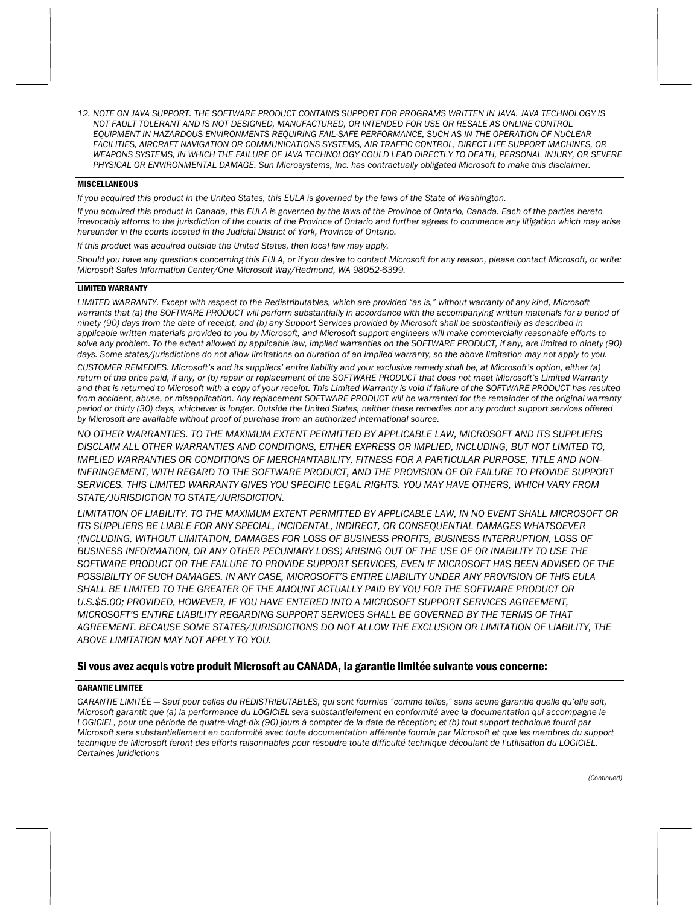12. *NOTE ON JAVA SUPPORT. THE SOFTWARE PRODUCT CONTAINS SUPPORT FOR PROGRAMS WRITTEN IN JAVA. JAVA TECHNOLOGY IS NOT FAULT TOLERANT AND IS NOT DESIGNED, MANUFACTURED, OR INTENDED FOR USE OR RESALE AS ONLINE CONTROL EQUIPMENT IN HAZARDOUS ENVIRONMENTS REQUIRING FAIL-SAFE PERFORMANCE, SUCH AS IN THE OPERATION OF NUCLEAR FACILITIES, AIRCRAFT NAVIGATION OR COMMUNICATIONS SYSTEMS, AIR TRAFFIC CONTROL, DIRECT LIFE SUPPORT MACHINES, OR WEAPONS SYSTEMS, IN WHICH THE FAILURE OF JAVA TECHNOLOGY COULD LEAD DIRECTLY TO DEATH, PERSONAL INJURY, OR SEVERE PHYSICAL OR ENVIRONMENTAL DAMAGE. Sun Microsystems, Inc. has contractually obligated Microsoft to make this disclaimer.*

**MISCELLANEOUS**

*If you acquired this product in the United States, this EULA is governed by the laws of the State of Washington.*

*If you acquired this product in Canada, this EULA is governed by the laws of the Province of Ontario, Canada. Each of the parties hereto irrevocably attorns to the jurisdiction of the courts of the Province of Ontario and further agrees to commence any litigation which may arise hereunder in the courts located in the Judicial District of York, Province of Ontario.*

*If this product was acquired outside the United States, then local law may apply.*

*Should you have any questions concerning this EULA, or if you desire to contact Microsoft for any reason, please contact Microsoft, or write: Microsoft Sales Information Center/One Microsoft Way/Redmond, WA 98052-6399.*

**LIMITED WARRANTY**

*LIMITED WARRANTY. Except with respect to the Redistributables, which are provided "as is," without warranty of any kind, Microsoft warrants that (a) the SOFTWARE PRODUCT will perform substantially in accordance with the accompanying written materials for a period of ninety (90) days from the date of receipt, and (b) any Support Services provided by Microsoft shall be substantially as described in applicable written materials provided to you by Microsoft, and Microsoft support engineers will make commercially reasonable efforts to solve any problem. To the extent allowed by applicable law, implied warranties on the SOFTWARE PRODUCT, if any, are limited to ninety (90) days. Some states/jurisdictions do not allow limitations on duration of an implied warranty, so the above limitation may not apply to you.*

*CUSTOMER REMEDIES. Microsoft's and its suppliers' entire liability and your exclusive remedy shall be, at Microsoft's option, either (a) return of the price paid, if any, or (b) repair or replacement of the SOFTWARE PRODUCT that does not meet Microsoft's Limited Warranty and that is returned to Microsoft with a copy of your receipt. This Limited Warranty is void if failure of the SOFTWARE PRODUCT has resulted from accident, abuse, or misapplication. Any replacement SOFTWARE PRODUCT will be warranted for the remainder of the original warranty period or thirty (30) days, whichever is longer. Outside the United States, neither these remedies nor any product support services offered by Microsoft are available without proof of purchase from an authorized international source.*

*NO OTHER WARRANTIES. TO THE MAXIMUM EXTENT PERMITTED BY APPLICABLE LAW, MICROSOFT AND ITS SUPPLIERS DISCLAIM ALL OTHER WARRANTIES AND CONDITIONS, EITHER EXPRESS OR IMPLIED, INCLUDING, BUT NOT LIMITED TO, IMPLIED WARRANTIES OR CONDITIONS OF MERCHANTABILITY, FITNESS FOR A PARTICULAR PURPOSE, TITLE AND NON-INFRINGEMENT, WITH REGARD TO THE SOFTWARE PRODUCT, AND THE PROVISION OF OR FAILURE TO PROVIDE SUPPORT SERVICES. THIS LIMITED WARRANTY GIVES YOU SPECIFIC LEGAL RIGHTS. YOU MAY HAVE OTHERS, WHICH VARY FROM STATE/JURISDICTION TO STATE/JURISDICTION.*

*LIMITATION OF LIABILITY. TO THE MAXIMUM EXTENT PERMITTED BY APPLICABLE LAW, IN NO EVENT SHALL MICROSOFT OR ITS SUPPLIERS BE LIABLE FOR ANY SPECIAL, INCIDENTAL, INDIRECT, OR CONSEQUENTIAL DAMAGES WHATSOEVER (INCLUDING, WITHOUT LIMITATION, DAMAGES FOR LOSS OF BUSINESS PROFITS, BUSINESS INTERRUPTION, LOSS OF BUSINESS INFORMATION, OR ANY OTHER PECUNIARY LOSS) ARISING OUT OF THE USE OF OR INABILITY TO USE THE SOFTWARE PRODUCT OR THE FAILURE TO PROVIDE SUPPORT SERVICES, EVEN IF MICROSOFT HAS BEEN ADVISED OF THE POSSIBILITY OF SUCH DAMAGES. IN ANY CASE, MICROSOFT'S ENTIRE LIABILITY UNDER ANY PROVISION OF THIS EULA SHALL BE LIMITED TO THE GREATER OF THE AMOUNT ACTUALLY PAID BY YOU FOR THE SOFTWARE PRODUCT OR U.S.$5.00; PROVIDED, HOWEVER, IF YOU HAVE ENTERED INTO A MICROSOFT SUPPORT SERVICES AGREEMENT, MICROSOFT'S ENTIRE LIABILITY REGARDING SUPPORT SERVICES SHALL BE GOVERNED BY THE TERMS OF THAT AGREEMENT. BECAUSE SOME STATES/JURISDICTIONS DO NOT ALLOW THE EXCLUSION OR LIMITATION OF LIABILITY, THE ABOVE LIMITATION MAY NOT APPLY TO YOU.*

## Si vous avez acquis votre produit Microsoft au CANADA, la garantie limitée suivante vous concerne:

**GARANTIE LIMITEE**

*GARANTIE LIMITÉE — Sauf pour celles du REDISTRIBUTABLES, qui sont fournies "comme telles," sans acune garantie quelle qu'elle soit, Microsoft garantit que (a) la performance du LOGICIEL sera substantiellement en conformité avec la documentation qui accompagne le LOGICIEL, pour une période de quatre-vingt-dix (90) jours à compter de la date de réception; et (b) tout support technique fourni par Microsoft sera substantiellement en conformité avec toute documentation afférente fournie par Microsoft et que les membres du support technique de Microsoft feront des efforts raisonnables pour résoudre toute difficulté technique découlant de l'utilisation du LOGICIEL. Certaines juridictions*

*(Continued)*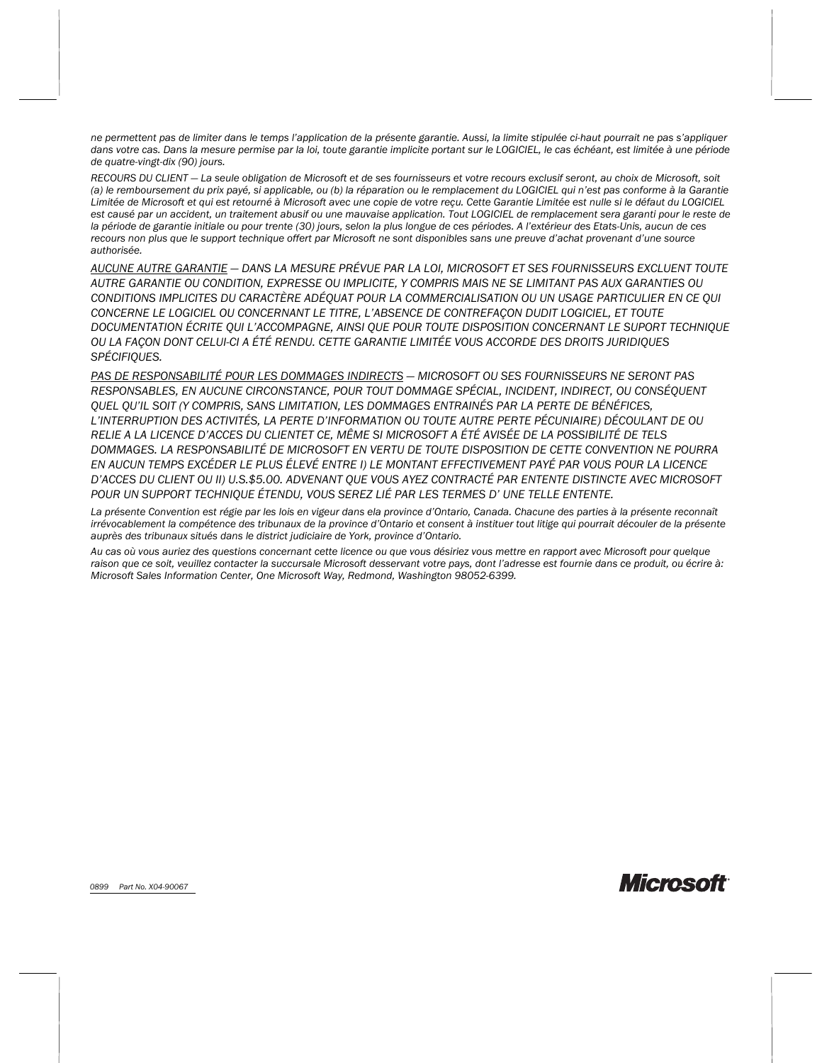*ne permettent pas de limiter dans le temps l'application de la présente garantie. Aussi, la limite stipulée ci-haut pourrait ne pas s'appliquer dans votre cas. Dans la mesure permise par la loi, toute garantie implicite portant sur le LOGICIEL, le cas échéant, est limitée à une période de quatre-vingt-dix (90) jours.*

*RECOURS DU CLIENT — La seule obligation de Microsoft et de ses fournisseurs et votre recours exclusif seront, au choix de Microsoft, soit (a) le remboursement du prix payé, si applicable, ou (b) la réparation ou le remplacement du LOGICIEL qui n'est pas conforme à la Garantie Limitée de Microsoft et qui est retourné à Microsoft avec une copie de votre reçu. Cette Garantie Limitée est nulle si le défaut du LOGICIEL est causé par un accident, un traitement abusif ou une mauvaise application. Tout LOGICIEL de remplacement sera garanti pour le reste de la période de garantie initiale ou pour trente (30) jours, selon la plus longue de ces périodes. A l'extérieur des Etats-Unis, aucun de ces recours non plus que le support technique offert par Microsoft ne sont disponibles sans une preuve d'achat provenant d'une source authorisée.*

*<u>AUCUNE AUTRE GARANTIE</u> — DANS LA MESURE PRÉVUE PAR LA LOI, MICROSOFT ET SES FOURNISSEURS EXCLUENT TOUTE AUTRE GARANTIE OU CONDITION, EXPRESSE OU IMPLICITE, Y COMPRIS MAIS NE SE LIMITANT PAS AUX GARANTIES OU CONDITIONS IMPLICITES DU CARACTÈRE ADÉQUAT POUR LA COMMERCIALISATION OU UN USAGE PARTICULIER EN CE QUI CONCERNE LE LOGICIEL OU CONCERNANT LE TITRE, L'ABSENCE DE CONTREFAÇON DUDIT LOGICIEL, ET TOUTE DOCUMENTATION ÉCRITE QUI L'ACCOMPAGNE, AINSI QUE POUR TOUTE DISPOSITION CONCERNANT LE SUPORT TECHNIQUE OU LA FAÇON DONT CELUI-CI A ÉTÉ RENDU. CETTE GARANTIE LIMITÉE VOUS ACCORDE DES DROITS JURIDIQUES SPÉCIFIQUES.*

*<u>PAS DE RESPONSABILITÉ POUR LES DOMMAGES INDIRECTS</u> — MICROSOFT OU SES FOURNISSEURS NE SERONT PAS RESPONSABLES, EN AUCUNE CIRCONSTANCE, POUR TOUT DOMMAGE SPÉCIAL, INCIDENT, INDIRECT, OU CONSÉQUENT QUEL QU'IL SOIT (Y COMPRIS, SANS LIMITATION, LES DOMMAGES ENTRAINÉS PAR LA PERTE DE BÉNÉFICES, L'INTERRUPTION DES ACTIVITÉS, LA PERTE D'INFORMATION OU TOUTE AUTRE PERTE PÉCUNIAIRE) DÉCOULANT DE OU RELIE A LA LICENCE D'ACCES DU CLIENTET CE, MÊME SI MICROSOFT A ÉTÉ AVISÉE DE LA POSSIBILITÉ DE TELS DOMMAGES. LA RESPONSABILITÉ DE MICROSOFT EN VERTU DE TOUTE DISPOSITION DE CETTE CONVENTION NE POURRA EN AUCUN TEMPS EXCÉDER LE PLUS ÉLEVÉ ENTRE I) LE MONTANT EFFECTIVEMENT PAYÉ PAR VOUS POUR LA LICENCE D'ACCES DU CLIENT OU II) U.S.$5.00. ADVENANT QUE VOUS AYEZ CONTRACTÉ PAR ENTENTE DISTINCTE AVEC MICROSOFT POUR UN SUPPORT TECHNIQUE ÉTENDU, VOUS SEREZ LIÉ PAR LES TERMES D' UNE TELLE ENTENTE.*

*La présente Convention est régie par les lois en vigeur dans ela province d'Ontario, Canada. Chacune des parties à la présente reconnaît irrévocablement la compétence des tribunaux de la province d'Ontario et consent à instituer tout litige qui pourrait découler de la présente auprès des tribunaux situés dans le district judiciaire de York, province d'Ontario.*

*Au cas où vous auriez des questions concernant cette licence ou que vous désiriez vous mettre en rapport avec Microsoft pour quelque raison que ce soit, veuillez contacter la succursale Microsoft desservant votre pays, dont l'adresse est fournie dans ce produit, ou écrire à: Microsoft Sales Information Center, One Microsoft Way, Redmond, Washington 98052-6399.*

*0899 Part No. X04-90067*

Microsoft